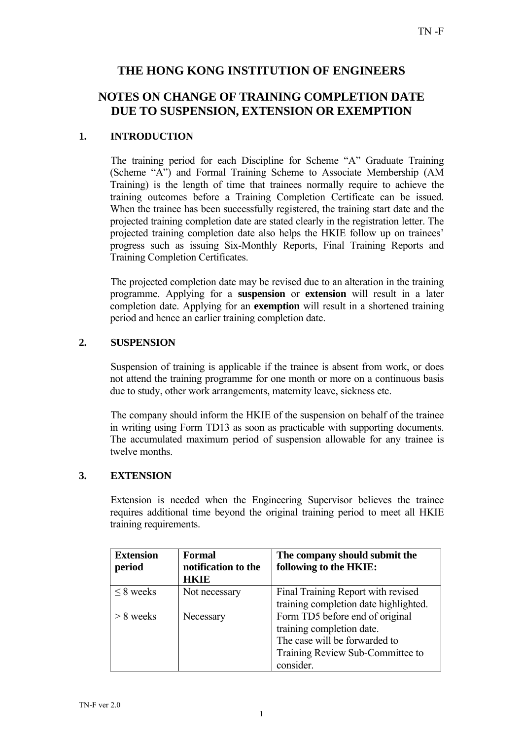# THE HONG KONG INSTITUTION OF ENGINEERS

# NOTES ON CHANGE OF TRAINING COMPLETION DATE DUE TO SUSPENSION, EXTENSION OR EXEMPTION

## 1. INTRODUCTION

The training period for each Discipline for Scheme "A" Graduate Training (Scheme "A") and Formal Training Scheme to Associate Membership (AM Training) is the length of time that trainees normally require to achieve the training outcomes before a Training Completion Certificate can be issued. When the trainee has been successfully registered, the training start date and the projected training completion date are stated clearly in the registration letter. The projected training completion date also helps the HKIE follow up on trainees' progress such as issuing Six-Monthly Reports, Final Training Reports and Training Completion Certificates.

The projected completion date may be revised due to an alteration in the training programme. Applying for a **suspension** or **extension** will result in a later completion date. Applying for an **exemption** will result in a shortened training period and hence an earlier training completion date.

## 2. SUSPENSION

Suspension of training is applicable if the trainee is absent from work, or does not attend the training programme for one month or more on a continuous basis due to study, other work arrangements, maternity leave, sickness etc.

The company should inform the HKIE of the suspension on behalf of the trainee in writing using Form TD13 as soon as practicable with supporting documents. The accumulated maximum period of suspension allowable for any trainee is twelve months.

## 3. EXTENSION

Extension is needed when the Engineering Supervisor believes the trainee requires additional time beyond the original training period to meet all HKIE training requirements.

| Extension period | Formal notification to the HKIE | The company should submit the following to the HKIE: |
|---|---|---|
| ≤ 8 weeks | Not necessary | Final Training Report with revised training completion date highlighted. |
| > 8 weeks | Necessary | Form TD5 before end of original training completion date.<br>The case will be forwarded to Training Review Sub-Committee to consider. |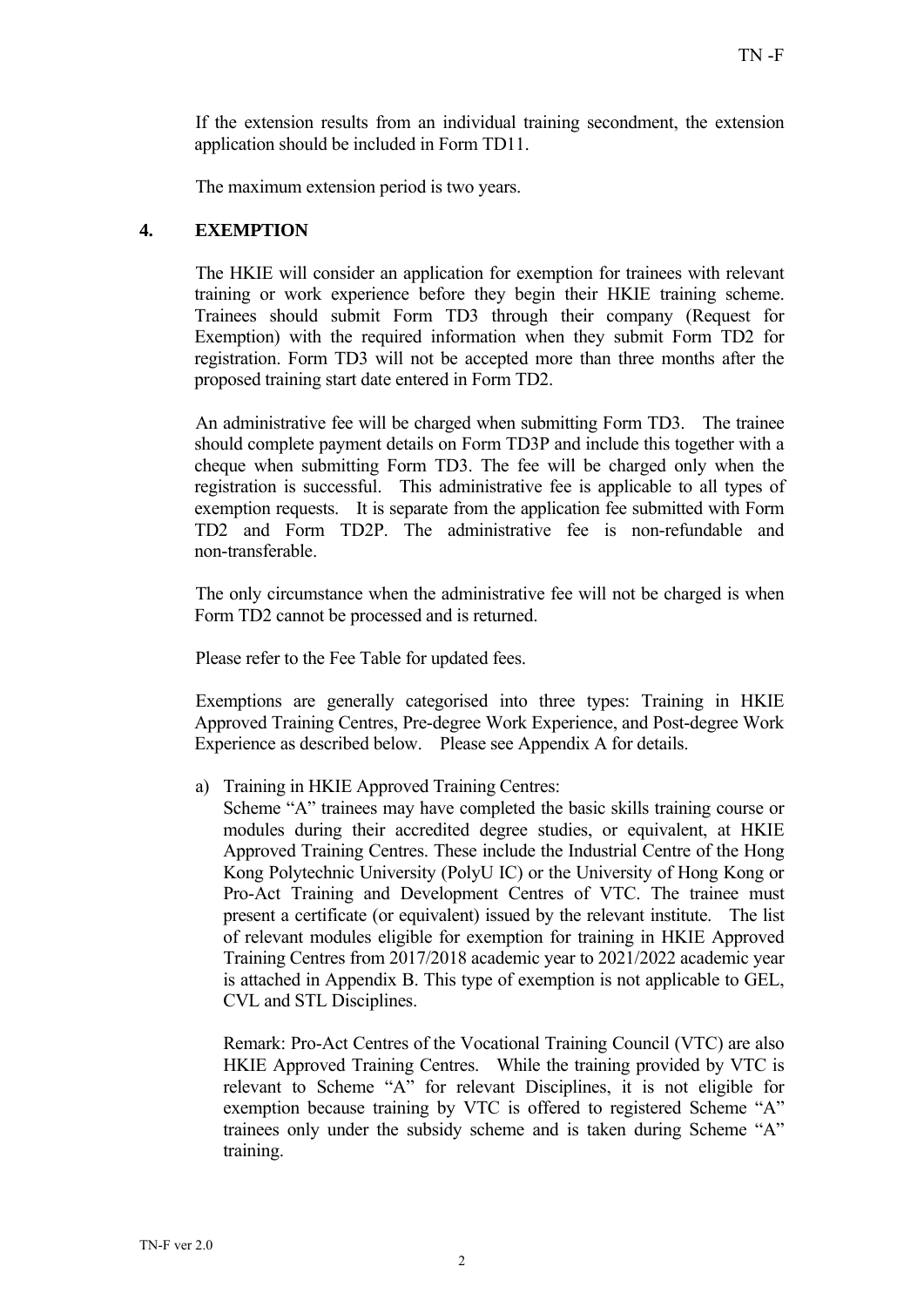If the extension results from an individual training secondment, the extension application should be included in Form TD11.

The maximum extension period is two years.

## 4. EXEMPTION

The HKIE will consider an application for exemption for trainees with relevant training or work experience before they begin their HKIE training scheme. Trainees should submit Form TD3 through their company (Request for Exemption) with the required information when they submit Form TD2 for registration. Form TD3 will not be accepted more than three months after the proposed training start date entered in Form TD2.

An administrative fee will be charged when submitting Form TD3. The trainee should complete payment details on Form TD3P and include this together with a cheque when submitting Form TD3. The fee will be charged only when the registration is successful. This administrative fee is applicable to all types of exemption requests. It is separate from the application fee submitted with Form TD2 and Form TD2P. The administrative fee is non-refundable and non-transferable.

The only circumstance when the administrative fee will not be charged is when Form TD2 cannot be processed and is returned.

Please refer to the Fee Table for updated fees.

Exemptions are generally categorised into three types: Training in HKIE Approved Training Centres, Pre-degree Work Experience, and Post-degree Work Experience as described below. Please see Appendix A for details.

a) Training in HKIE Approved Training Centres:
   Scheme “A” trainees may have completed the basic skills training course or modules during their accredited degree studies, or equivalent, at HKIE Approved Training Centres. These include the Industrial Centre of the Hong Kong Polytechnic University (PolyU IC) or the University of Hong Kong or Pro-Act Training and Development Centres of VTC. The trainee must present a certificate (or equivalent) issued by the relevant institute. The list of relevant modules eligible for exemption for training in HKIE Approved Training Centres from 2017/2018 academic year to 2021/2022 academic year is attached in Appendix B. This type of exemption is not applicable to GEL, CVL and STL Disciplines.

   Remark: Pro-Act Centres of the Vocational Training Council (VTC) are also HKIE Approved Training Centres. While the training provided by VTC is relevant to Scheme “A” for relevant Disciplines, it is not eligible for exemption because training by VTC is offered to registered Scheme “A” trainees only under the subsidy scheme and is taken during Scheme “A” training.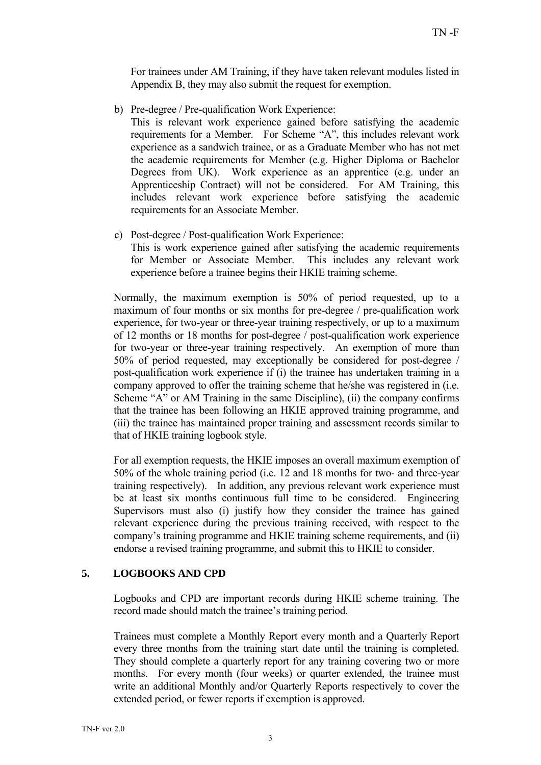For trainees under AM Training, if they have taken relevant modules listed in Appendix B, they may also submit the request for exemption.

b) Pre-degree / Pre-qualification Work Experience:
   This is relevant work experience gained before satisfying the academic requirements for a Member. For Scheme "A", this includes relevant work experience as a sandwich trainee, or as a Graduate Member who has not met the academic requirements for Member (e.g. Higher Diploma or Bachelor Degrees from UK). Work experience as an apprentice (e.g. under an Apprenticeship Contract) will not be considered. For AM Training, this includes relevant work experience before satisfying the academic requirements for an Associate Member.

c) Post-degree / Post-qualification Work Experience:
   This is work experience gained after satisfying the academic requirements for Member or Associate Member. This includes any relevant work experience before a trainee begins their HKIE training scheme.

Normally, the maximum exemption is 50% of period requested, up to a maximum of four months or six months for pre-degree / pre-qualification work experience, for two-year or three-year training respectively, or up to a maximum of 12 months or 18 months for post-degree / post-qualification work experience for two-year or three-year training respectively. An exemption of more than 50% of period requested, may exceptionally be considered for post-degree / post-qualification work experience if (i) the trainee has undertaken training in a company approved to offer the training scheme that he/she was registered in (i.e. Scheme "A" or AM Training in the same Discipline), (ii) the company confirms that the trainee has been following an HKIE approved training programme, and (iii) the trainee has maintained proper training and assessment records similar to that of HKIE training logbook style.

For all exemption requests, the HKIE imposes an overall maximum exemption of 50% of the whole training period (i.e. 12 and 18 months for two- and three-year training respectively). In addition, any previous relevant work experience must be at least six months continuous full time to be considered. Engineering Supervisors must also (i) justify how they consider the trainee has gained relevant experience during the previous training received, with respect to the company's training programme and HKIE training scheme requirements, and (ii) endorse a revised training programme, and submit this to HKIE to consider.

## 5. LOGBOOKS AND CPD

Logbooks and CPD are important records during HKIE scheme training. The record made should match the trainee's training period.

Trainees must complete a Monthly Report every month and a Quarterly Report every three months from the training start date until the training is completed. They should complete a quarterly report for any training covering two or more months. For every month (four weeks) or quarter extended, the trainee must write an additional Monthly and/or Quarterly Reports respectively to cover the extended period, or fewer reports if exemption is approved.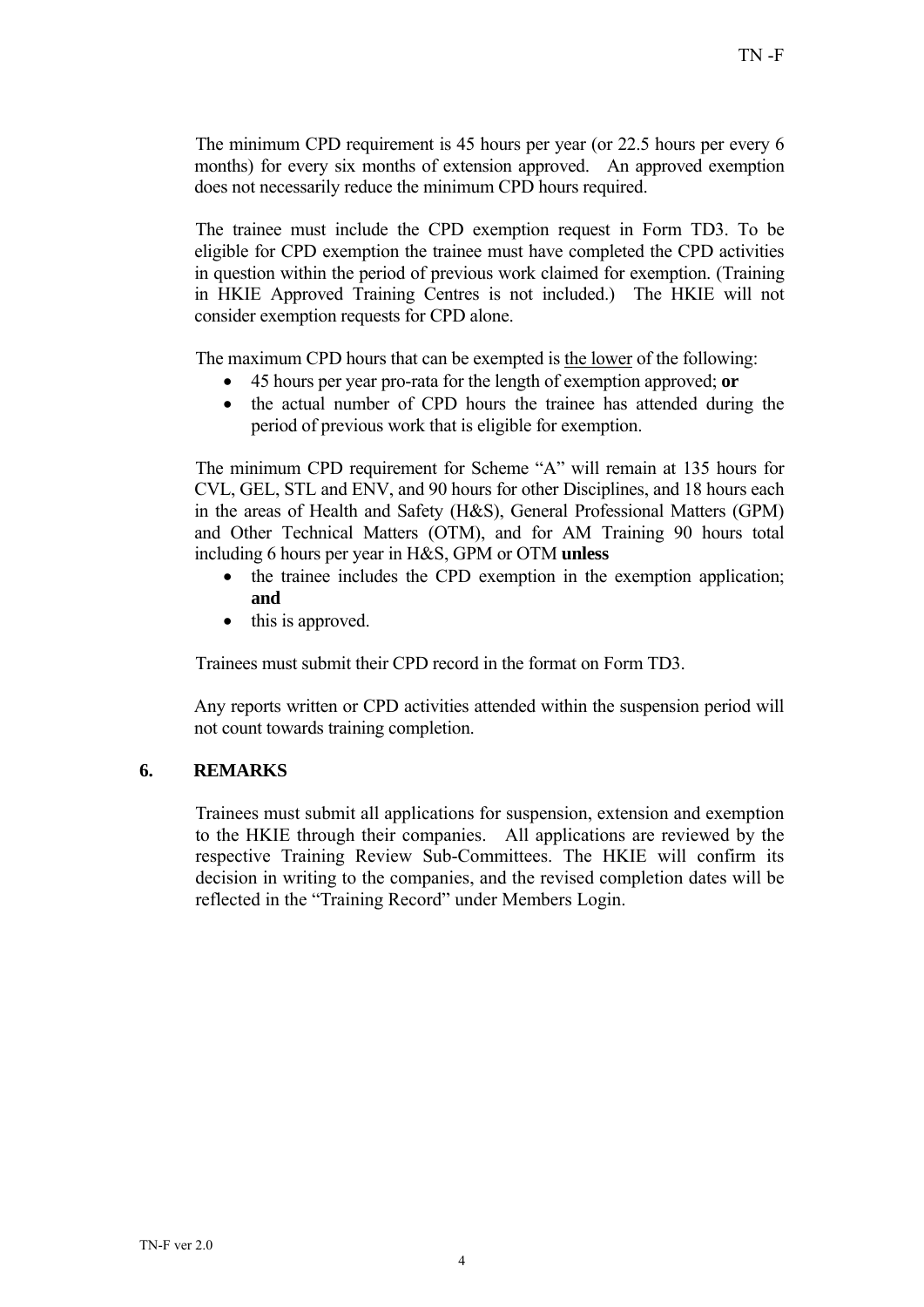The minimum CPD requirement is 45 hours per year (or 22.5 hours per every 6 months) for every six months of extension approved. An approved exemption does not necessarily reduce the minimum CPD hours required.

The trainee must include the CPD exemption request in Form TD3. To be eligible for CPD exemption the trainee must have completed the CPD activities in question within the period of previous work claimed for exemption. (Training in HKIE Approved Training Centres is not included.) The HKIE will not consider exemption requests for CPD alone.

The maximum CPD hours that can be exempted is <u>the lower</u> of the following:

- 45 hours per year pro-rata for the length of exemption approved; **or**
- the actual number of CPD hours the trainee has attended during the period of previous work that is eligible for exemption.

The minimum CPD requirement for Scheme "A" will remain at 135 hours for CVL, GEL, STL and ENV, and 90 hours for other Disciplines, and 18 hours each in the areas of Health and Safety (H&S), General Professional Matters (GPM) and Other Technical Matters (OTM), and for AM Training 90 hours total including 6 hours per year in H&S, GPM or OTM **unless**

- the trainee includes the CPD exemption in the exemption application; **and**
- this is approved.

Trainees must submit their CPD record in the format on Form TD3.

Any reports written or CPD activities attended within the suspension period will not count towards training completion.

## 6. REMARKS

Trainees must submit all applications for suspension, extension and exemption to the HKIE through their companies. All applications are reviewed by the respective Training Review Sub-Committees. The HKIE will confirm its decision in writing to the companies, and the revised completion dates will be reflected in the "Training Record" under Members Login.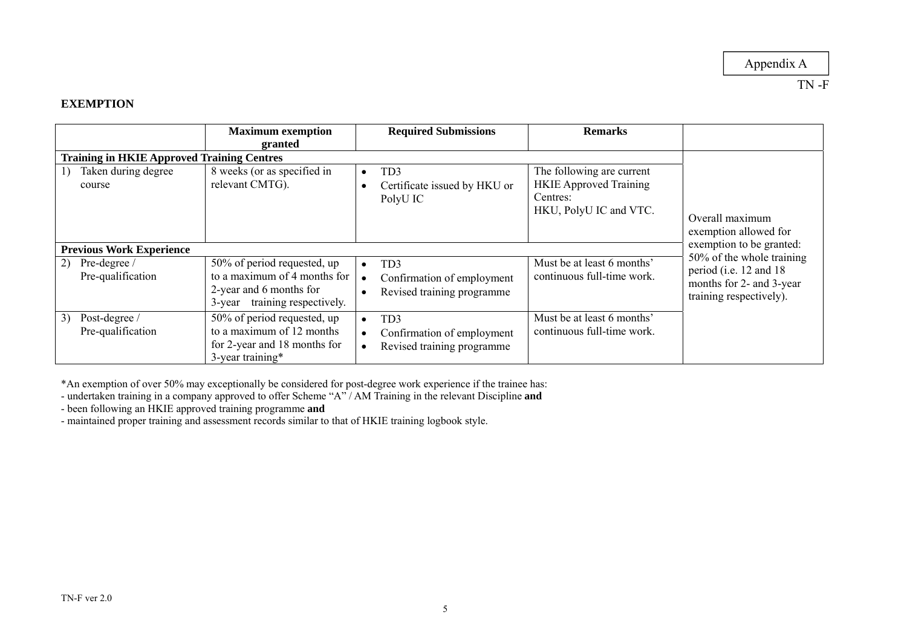Appendix A

TN -F

**EXEMPTION**

| | **Maximum exemption granted** | **Required Submissions** | **Remarks** | |
|---|---|---|---|---|
| **Training in HKIE Approved Training Centres** | | | | Overall maximum exemption allowed for exemption to be granted: 50% of the whole training period (i.e. 12 and 18 months for 2- and 3-year training respectively). |
| 1) Taken during degree course | 8 weeks (or as specified in relevant CMTG). | • TD3<br>• Certificate issued by HKU or PolyU IC | The following are current HKIE Approved Training Centres: HKU, PolyU IC and VTC. | |
| **Previous Work Experience** | | | | |
| 2) Pre-degree / Pre-qualification | 50% of period requested, up to a maximum of 4 months for 2-year and 6 months for 3-year training respectively. | • TD3<br>• Confirmation of employment<br>• Revised training programme | Must be at least 6 months' continuous full-time work. | |
| 3) Post-degree / Pre-qualification | 50% of period requested, up to a maximum of 12 months for 2-year and 18 months for 3-year training* | • TD3<br>• Confirmation of employment<br>• Revised training programme | Must be at least 6 months' continuous full-time work. | |

*An exemption of over 50% may exceptionally be considered for post-degree work experience if the trainee has:

- undertaken training in a company approved to offer Scheme "A" / AM Training in the relevant Discipline **and**
- been following an HKIE approved training programme **and**
- maintained proper training and assessment records similar to that of HKIE training logbook style.

TN-F ver 2.0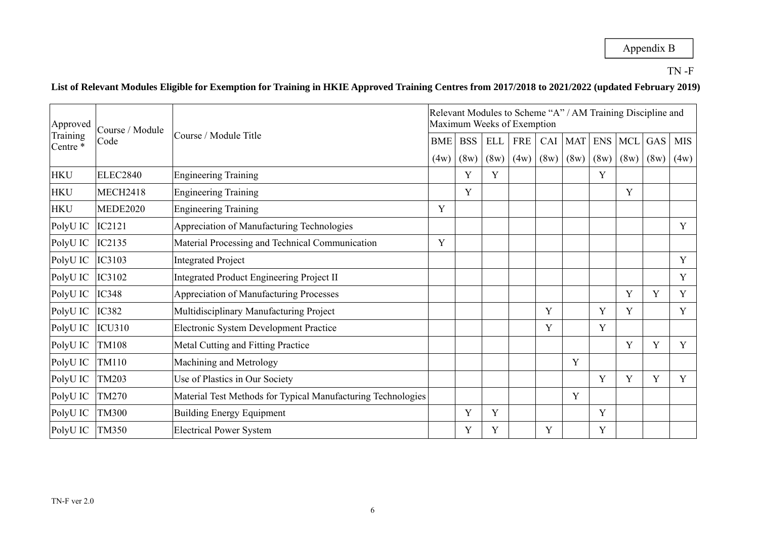Appendix B

TN -F

**List of Relevant Modules Eligible for Exemption for Training in HKIE Approved Training Centres from 2017/2018 to 2021/2022 (updated February 2019)**

| Approved Training Centre * | Course / Module Code | Course / Module Title | Relevant Modules to Scheme "A" / AM Training Discipline and Maximum Weeks of Exemption | | | | | | | | | |
|---|---|---|---|---|---|---|---|---|---|---|---|---|
| | | | BME | BSS | ELL | FRE | CAI | MAT | ENS | MCL | GAS | MIS |
| | | | (4w) | (8w) | (8w) | (4w) | (8w) | (8w) | (8w) | (8w) | (8w) | (4w) |
| HKU | ELEC2840 | Engineering Training | | Y | Y | | | | Y | | | |
| HKU | MECH2418 | Engineering Training | | Y | | | | | | Y | | |
| HKU | MEDE2020 | Engineering Training | Y | | | | | | | | | |
| PolyU IC | IC2121 | Appreciation of Manufacturing Technologies | | | | | | | | | | Y |
| PolyU IC | IC2135 | Material Processing and Technical Communication | Y | | | | | | | | | |
| PolyU IC | IC3103 | Integrated Project | | | | | | | | | | Y |
| PolyU IC | IC3102 | Integrated Product Engineering Project II | | | | | | | | | | Y |
| PolyU IC | IC348 | Appreciation of Manufacturing Processes | | | | | | | | Y | Y | Y |
| PolyU IC | IC382 | Multidisciplinary Manufacturing Project | | | | | Y | | Y | Y | | Y |
| PolyU IC | ICU310 | Electronic System Development Practice | | | | | Y | | Y | | | |
| PolyU IC | TM108 | Metal Cutting and Fitting Practice | | | | | | | | Y | Y | Y |
| PolyU IC | TM110 | Machining and Metrology | | | | | | Y | | | | |
| PolyU IC | TM203 | Use of Plastics in Our Society | | | | | | | Y | Y | Y | Y |
| PolyU IC | TM270 | Material Test Methods for Typical Manufacturing Technologies | | | | | | Y | | | | |
| PolyU IC | TM300 | Building Energy Equipment | | Y | Y | | | | Y | | | |
| PolyU IC | TM350 | Electrical Power System | | Y | Y | | Y | | Y | | | |

TN-F ver 2.0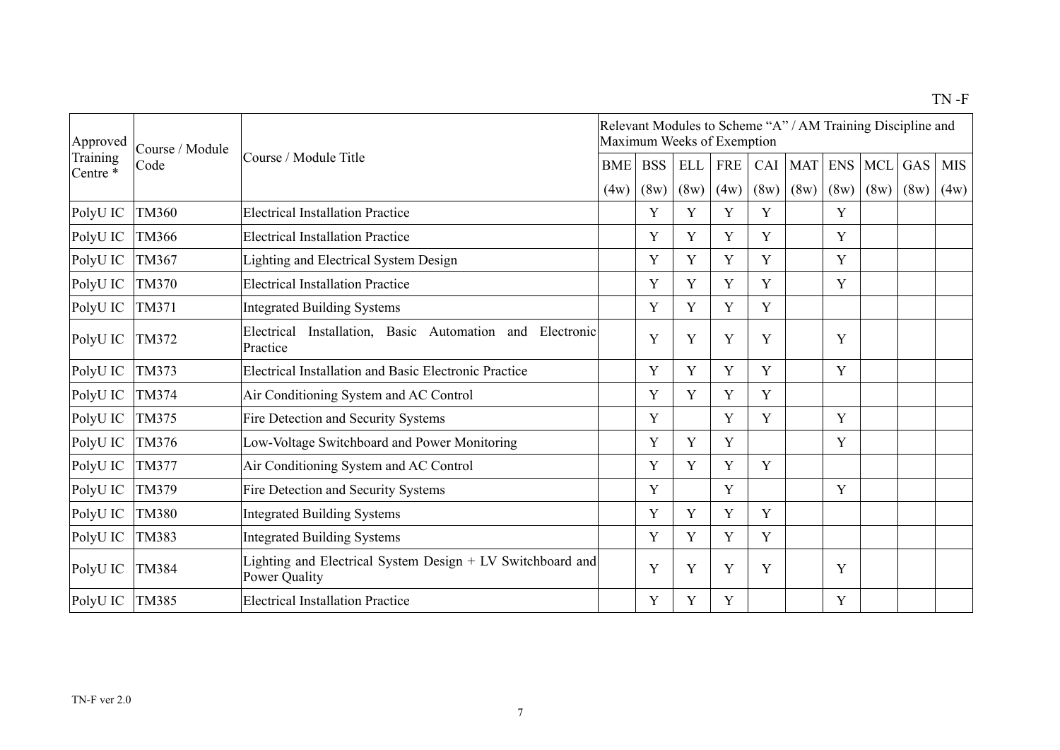TN -F

| Approved Training Centre * | Course / Module Code | Course / Module Title | Relevant Modules to Scheme "A" / AM Training Discipline and Maximum Weeks of Exemption | | | | | | | | | |
|---|---|---|---|---|---|---|---|---|---|---|---|---|
| | | | BME (4w) | BSS (8w) | ELL (8w) | FRE (4w) | CAI (8w) | MAT (8w) | ENS (8w) | MCL (8w) | GAS (8w) | MIS (4w) |
| PolyU IC | TM360 | Electrical Installation Practice | | Y | Y | Y | Y | | Y | | | |
| PolyU IC | TM366 | Electrical Installation Practice | | Y | Y | Y | Y | | Y | | | |
| PolyU IC | TM367 | Lighting and Electrical System Design | | Y | Y | Y | Y | | Y | | | |
| PolyU IC | TM370 | Electrical Installation Practice | | Y | Y | Y | Y | | Y | | | |
| PolyU IC | TM371 | Integrated Building Systems | | Y | Y | Y | Y | | | | | |
| PolyU IC | TM372 | Electrical Installation, Basic Automation and Electronic Practice | | Y | Y | Y | Y | | Y | | | |
| PolyU IC | TM373 | Electrical Installation and Basic Electronic Practice | | Y | Y | Y | Y | | Y | | | |
| PolyU IC | TM374 | Air Conditioning System and AC Control | | Y | Y | Y | Y | | | | | |
| PolyU IC | TM375 | Fire Detection and Security Systems | | Y | | Y | Y | | Y | | | |
| PolyU IC | TM376 | Low-Voltage Switchboard and Power Monitoring | | Y | Y | Y | | | Y | | | |
| PolyU IC | TM377 | Air Conditioning System and AC Control | | Y | Y | Y | Y | | | | | |
| PolyU IC | TM379 | Fire Detection and Security Systems | | Y | | Y | | | Y | | | |
| PolyU IC | TM380 | Integrated Building Systems | | Y | Y | Y | Y | | | | | |
| PolyU IC | TM383 | Integrated Building Systems | | Y | Y | Y | Y | | | | | |
| PolyU IC | TM384 | Lighting and Electrical System Design + LV Switchboard and Power Quality | | Y | Y | Y | Y | | Y | | | |
| PolyU IC | TM385 | Electrical Installation Practice | | Y | Y | Y | | | Y | | | |

TN-F ver 2.0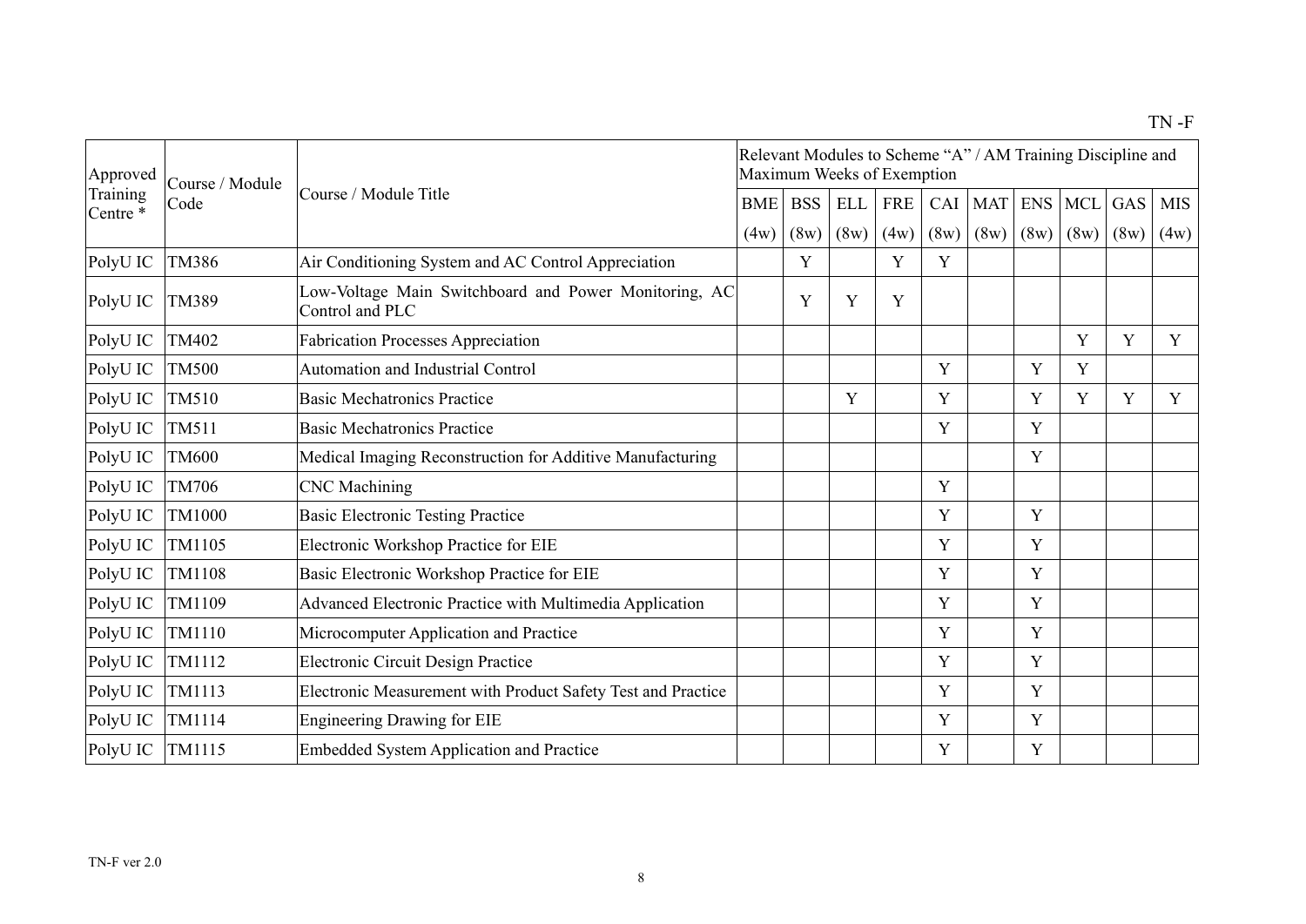| Approved Training Centre * | Course / Module Code | Course / Module Title | Relevant Modules to Scheme "A" / AM Training Discipline and Maximum Weeks of Exemption | | | | | | | | | |
|---|---|---|---|---|---|---|---|---|---|---|---|---|
| | | | BME (4w) | BSS (8w) | ELL (8w) | FRE (4w) | CAI (8w) | MAT (8w) | ENS (8w) | MCL (8w) | GAS (8w) | MIS (4w) |
| PolyU IC | TM386 | Air Conditioning System and AC Control Appreciation | | Y | | Y | Y | | | | | |
| PolyU IC | TM389 | Low-Voltage Main Switchboard and Power Monitoring, AC Control and PLC | | Y | Y | Y | | | | | | |
| PolyU IC | TM402 | Fabrication Processes Appreciation | | | | | | | | Y | Y | Y |
| PolyU IC | TM500 | Automation and Industrial Control | | | | | Y | | Y | Y | | |
| PolyU IC | TM510 | Basic Mechatronics Practice | | | Y | | Y | | Y | Y | Y | Y |
| PolyU IC | TM511 | Basic Mechatronics Practice | | | | | Y | | Y | | | |
| PolyU IC | TM600 | Medical Imaging Reconstruction for Additive Manufacturing | | | | | | | Y | | | |
| PolyU IC | TM706 | CNC Machining | | | | | Y | | | | | |
| PolyU IC | TM1000 | Basic Electronic Testing Practice | | | | | Y | | Y | | | |
| PolyU IC | TM1105 | Electronic Workshop Practice for EIE | | | | | Y | | Y | | | |
| PolyU IC | TM1108 | Basic Electronic Workshop Practice for EIE | | | | | Y | | Y | | | |
| PolyU IC | TM1109 | Advanced Electronic Practice with Multimedia Application | | | | | Y | | Y | | | |
| PolyU IC | TM1110 | Microcomputer Application and Practice | | | | | Y | | Y | | | |
| PolyU IC | TM1112 | Electronic Circuit Design Practice | | | | | Y | | Y | | | |
| PolyU IC | TM1113 | Electronic Measurement with Product Safety Test and Practice | | | | | Y | | Y | | | |
| PolyU IC | TM1114 | Engineering Drawing for EIE | | | | | Y | | Y | | | |
| PolyU IC | TM1115 | Embedded System Application and Practice | | | | | Y | | Y | | | |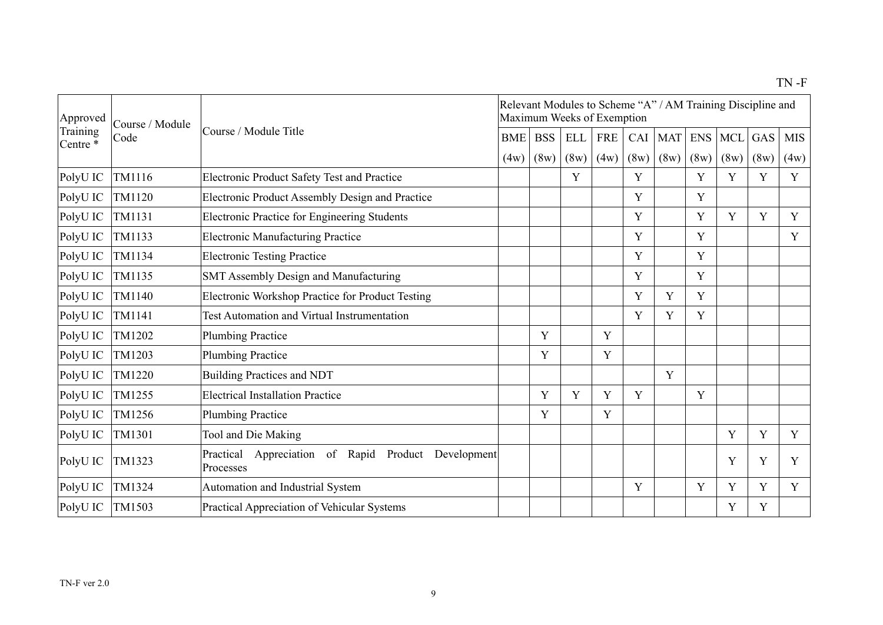| Approved Training Centre * | Course / Module Code | Course / Module Title | Relevant Modules to Scheme "A" / AM Training Discipline and Maximum Weeks of Exemption | | | | | | | | | |
|---|---|---|---|---|---|---|---|---|---|---|---|---|
| | | | BME | BSS | ELL | FRE | CAI | MAT | ENS | MCL | GAS | MIS |
| | | | (4w) | (8w) | (8w) | (4w) | (8w) | (8w) | (8w) | (8w) | (8w) | (4w) |
| PolyU IC | TM1116 | Electronic Product Safety Test and Practice | | | Y | | Y | | Y | Y | Y | Y |
| PolyU IC | TM1120 | Electronic Product Assembly Design and Practice | | | | | Y | | Y | | | |
| PolyU IC | TM1131 | Electronic Practice for Engineering Students | | | | | Y | | Y | Y | Y | Y |
| PolyU IC | TM1133 | Electronic Manufacturing Practice | | | | | Y | | Y | | | Y |
| PolyU IC | TM1134 | Electronic Testing Practice | | | | | Y | | Y | | | |
| PolyU IC | TM1135 | SMT Assembly Design and Manufacturing | | | | | Y | | Y | | | |
| PolyU IC | TM1140 | Electronic Workshop Practice for Product Testing | | | | | Y | Y | Y | | | |
| PolyU IC | TM1141 | Test Automation and Virtual Instrumentation | | | | | Y | Y | Y | | | |
| PolyU IC | TM1202 | Plumbing Practice | | Y | | Y | | | | | | |
| PolyU IC | TM1203 | Plumbing Practice | | Y | | Y | | | | | | |
| PolyU IC | TM1220 | Building Practices and NDT | | | | | | Y | | | | |
| PolyU IC | TM1255 | Electrical Installation Practice | | Y | Y | Y | Y | | Y | | | |
| PolyU IC | TM1256 | Plumbing Practice | | Y | | Y | | | | | | |
| PolyU IC | TM1301 | Tool and Die Making | | | | | | | | Y | Y | Y |
| PolyU IC | TM1323 | Practical Appreciation of Rapid Product Development Processes | | | | | | | | Y | Y | Y |
| PolyU IC | TM1324 | Automation and Industrial System | | | | | Y | | Y | Y | Y | Y |
| PolyU IC | TM1503 | Practical Appreciation of Vehicular Systems | | | | | | | | Y | Y | |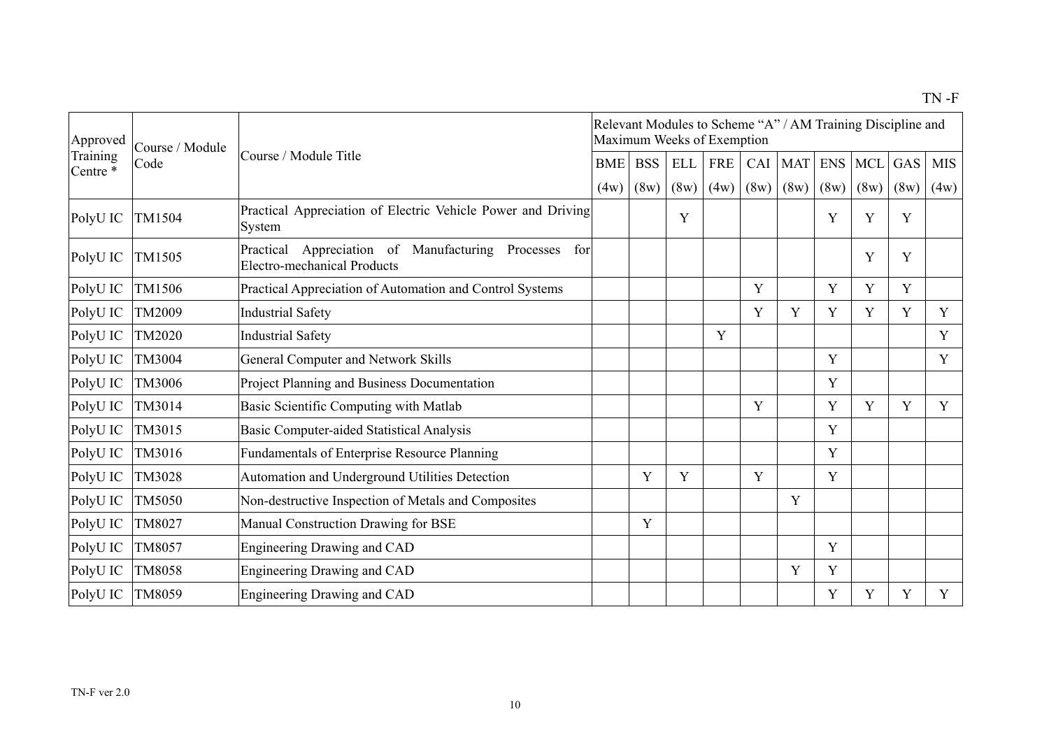TN -F

| Approved Training Centre * | Course / Module Code | Course / Module Title | Relevant Modules to Scheme "A" / AM Training Discipline and Maximum Weeks of Exemption | | | | | | | | | |
|---|---|---|---|---|---|---|---|---|---|---|---|---|
| | | | BME (4w) | BSS (8w) | ELL (8w) | FRE (4w) | CAI (8w) | MAT (8w) | ENS (8w) | MCL (8w) | GAS (8w) | MIS (4w) |
| PolyU IC | TM1504 | Practical Appreciation of Electric Vehicle Power and Driving System | | | Y | | | | Y | Y | Y | |
| PolyU IC | TM1505 | Practical Appreciation of Manufacturing Processes for Electro-mechanical Products | | | | | | | | Y | Y | |
| PolyU IC | TM1506 | Practical Appreciation of Automation and Control Systems | | | | | Y | | Y | Y | Y | |
| PolyU IC | TM2009 | Industrial Safety | | | | | Y | Y | Y | Y | Y | Y |
| PolyU IC | TM2020 | Industrial Safety | | | | Y | | | | | | Y |
| PolyU IC | TM3004 | General Computer and Network Skills | | | | | | | Y | | | Y |
| PolyU IC | TM3006 | Project Planning and Business Documentation | | | | | | | Y | | | |
| PolyU IC | TM3014 | Basic Scientific Computing with Matlab | | | | | Y | | Y | Y | Y | Y |
| PolyU IC | TM3015 | Basic Computer-aided Statistical Analysis | | | | | | | Y | | | |
| PolyU IC | TM3016 | Fundamentals of Enterprise Resource Planning | | | | | | | Y | | | |
| PolyU IC | TM3028 | Automation and Underground Utilities Detection | | Y | Y | | Y | | Y | | | |
| PolyU IC | TM5050 | Non-destructive Inspection of Metals and Composites | | | | | | Y | | | | |
| PolyU IC | TM8027 | Manual Construction Drawing for BSE | | Y | | | | | | | | |
| PolyU IC | TM8057 | Engineering Drawing and CAD | | | | | | | Y | | | |
| PolyU IC | TM8058 | Engineering Drawing and CAD | | | | | | Y | Y | | | |
| PolyU IC | TM8059 | Engineering Drawing and CAD | | | | | | | Y | Y | Y | Y |

TN-F ver 2.0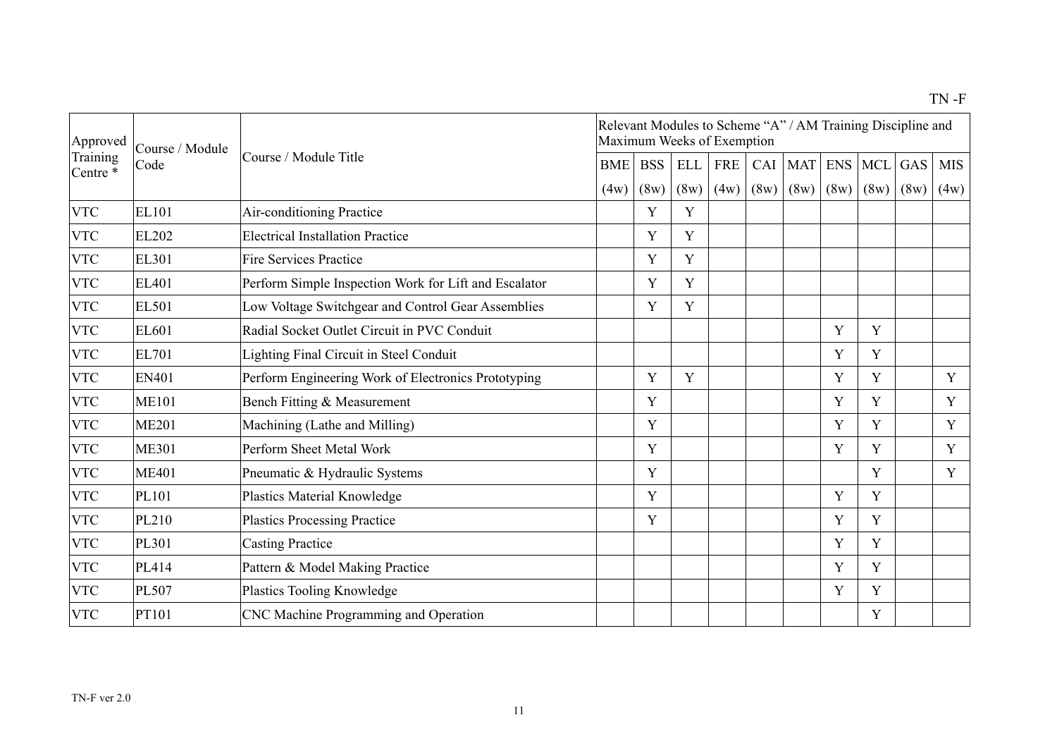TN -F

| Approved Training Centre * | Course / Module Code | Course / Module Title | Relevant Modules to Scheme "A" / AM Training Discipline and Maximum Weeks of Exemption | | | | | | | | | |
|---|---|---|---|---|---|---|---|---|---|---|---|---|
| | | | BME | BSS | ELL | FRE | CAI | MAT | ENS | MCL | GAS | MIS |
| | | | (4w) | (8w) | (8w) | (4w) | (8w) | (8w) | (8w) | (8w) | (8w) | (4w) |
| VTC | EL101 | Air-conditioning Practice | | Y | Y | | | | | | | |
| VTC | EL202 | Electrical Installation Practice | | Y | Y | | | | | | | |
| VTC | EL301 | Fire Services Practice | | Y | Y | | | | | | | |
| VTC | EL401 | Perform Simple Inspection Work for Lift and Escalator | | Y | Y | | | | | | | |
| VTC | EL501 | Low Voltage Switchgear and Control Gear Assemblies | | Y | Y | | | | | | | |
| VTC | EL601 | Radial Socket Outlet Circuit in PVC Conduit | | | | | | | Y | Y | | |
| VTC | EL701 | Lighting Final Circuit in Steel Conduit | | | | | | | Y | Y | | |
| VTC | EN401 | Perform Engineering Work of Electronics Prototyping | | Y | Y | | | | Y | Y | | Y |
| VTC | ME101 | Bench Fitting & Measurement | | Y | | | | | Y | Y | | Y |
| VTC | ME201 | Machining (Lathe and Milling) | | Y | | | | | Y | Y | | Y |
| VTC | ME301 | Perform Sheet Metal Work | | Y | | | | | Y | Y | | Y |
| VTC | ME401 | Pneumatic & Hydraulic Systems | | Y | | | | | | Y | | Y |
| VTC | PL101 | Plastics Material Knowledge | | Y | | | | | Y | Y | | |
| VTC | PL210 | Plastics Processing Practice | | Y | | | | | Y | Y | | |
| VTC | PL301 | Casting Practice | | | | | | | Y | Y | | |
| VTC | PL414 | Pattern & Model Making Practice | | | | | | | Y | Y | | |
| VTC | PL507 | Plastics Tooling Knowledge | | | | | | | Y | Y | | |
| VTC | PT101 | CNC Machine Programming and Operation | | | | | | | | Y | | |

TN-F ver 2.0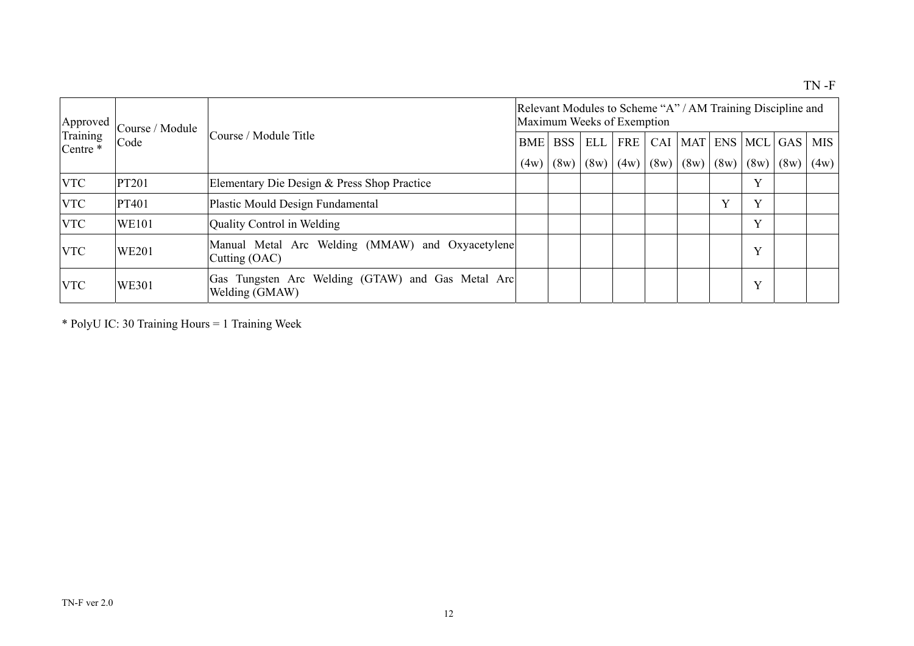TN -F

| Approved Training Centre * | Course / Module Code | Course / Module Title | Relevant Modules to Scheme "A" / AM Training Discipline and Maximum Weeks of Exemption | | | | | | | | | |
|---|---|---|---|---|---|---|---|---|---|---|---|---|
| | | | BME | BSS | ELL | FRE | CAI | MAT | ENS | MCL | GAS | MIS |
| | | | (4w) | (8w) | (8w) | (4w) | (8w) | (8w) | (8w) | (8w) | (8w) | (4w) |
| VTC | PT201 | Elementary Die Design & Press Shop Practice | | | | | | | | Y | | |
| VTC | PT401 | Plastic Mould Design Fundamental | | | | | | | Y | Y | | |
| VTC | WE101 | Quality Control in Welding | | | | | | | | Y | | |
| VTC | WE201 | Manual Metal Arc Welding (MMAW) and Oxyacetylene Cutting (OAC) | | | | | | | | Y | | |
| VTC | WE301 | Gas Tungsten Arc Welding (GTAW) and Gas Metal Arc Welding (GMAW) | | | | | | | | Y | | |

* PolyU IC: 30 Training Hours = 1 Training Week

TN-F ver 2.0